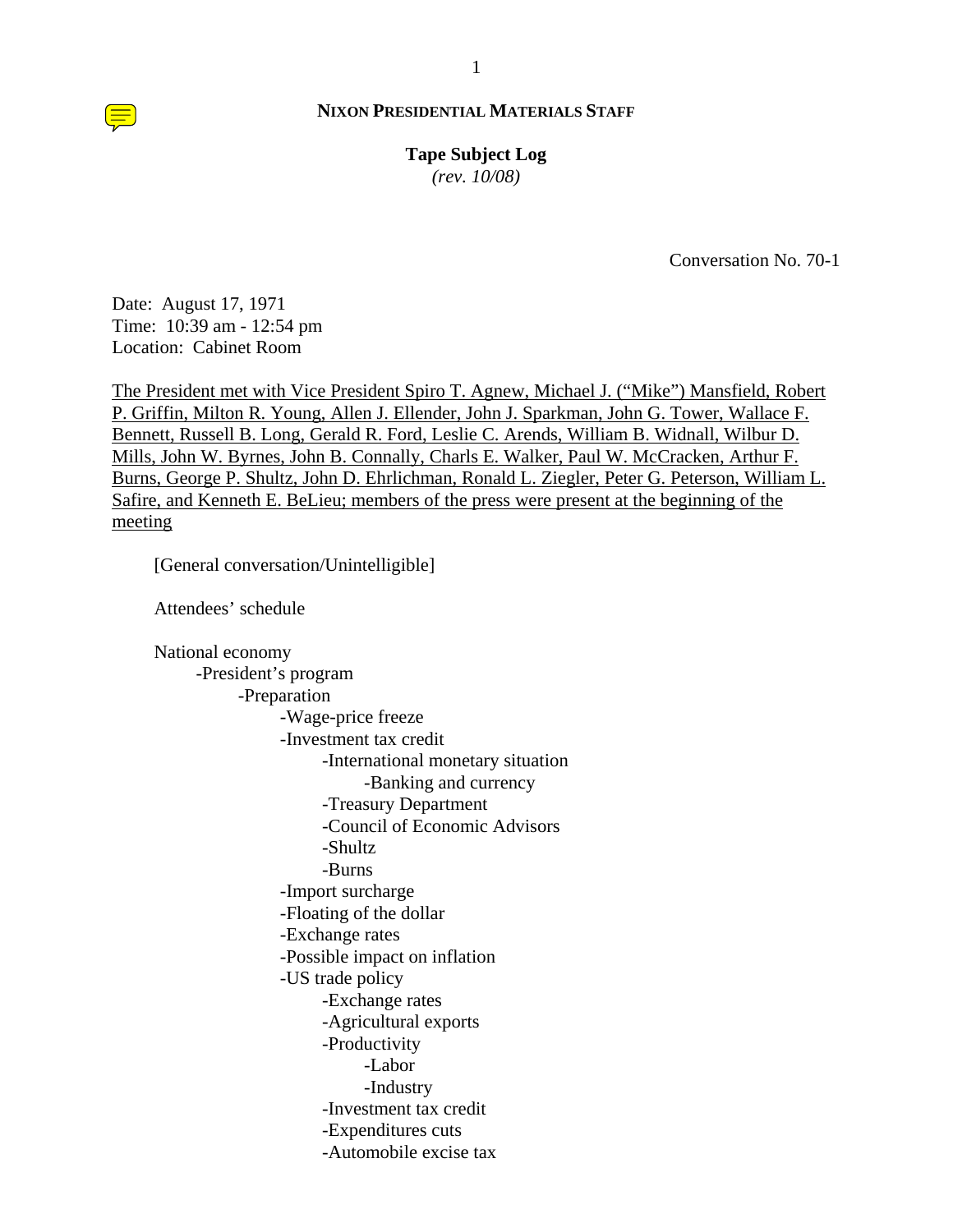**NIXON PRESIDENTIAL MATERIALS STAFF**

**Tape Subject Log**
*(rev. 10/08)*

Conversation No. 70-1

Date: August 17, 1971
Time: 10:39 am - 12:54 pm
Location: Cabinet Room

The President met with Vice President Spiro T. Agnew, Michael J. ("Mike") Mansfield, Robert P. Griffin, Milton R. Young, Allen J. Ellender, John J. Sparkman, John G. Tower, Wallace F. Bennett, Russell B. Long, Gerald R. Ford, Leslie C. Arends, William B. Widnall, Wilbur D. Mills, John W. Byrnes, John B. Connally, Charls E. Walker, Paul W. McCracken, Arthur F. Burns, George P. Shultz, John D. Ehrlichman, Ronald L. Ziegler, Peter G. Peterson, William L. Safire, and Kenneth E. BeLieu; members of the press were present at the beginning of the meeting

[General conversation/Unintelligible]

Attendees' schedule

National economy
- -President's program
  - -Preparation
    - -Wage-price freeze
    - -Investment tax credit
      - -International monetary situation
        - -Banking and currency
      - -Treasury Department
      - -Council of Economic Advisors
      - -Shultz
      - -Burns
    - -Import surcharge
    - -Floating of the dollar
    - -Exchange rates
    - -Possible impact on inflation
    - -US trade policy
      - -Exchange rates
      - -Agricultural exports
      - -Productivity
        - -Labor
        - -Industry
      - -Investment tax credit
      - -Expenditures cuts
      - -Automobile excise tax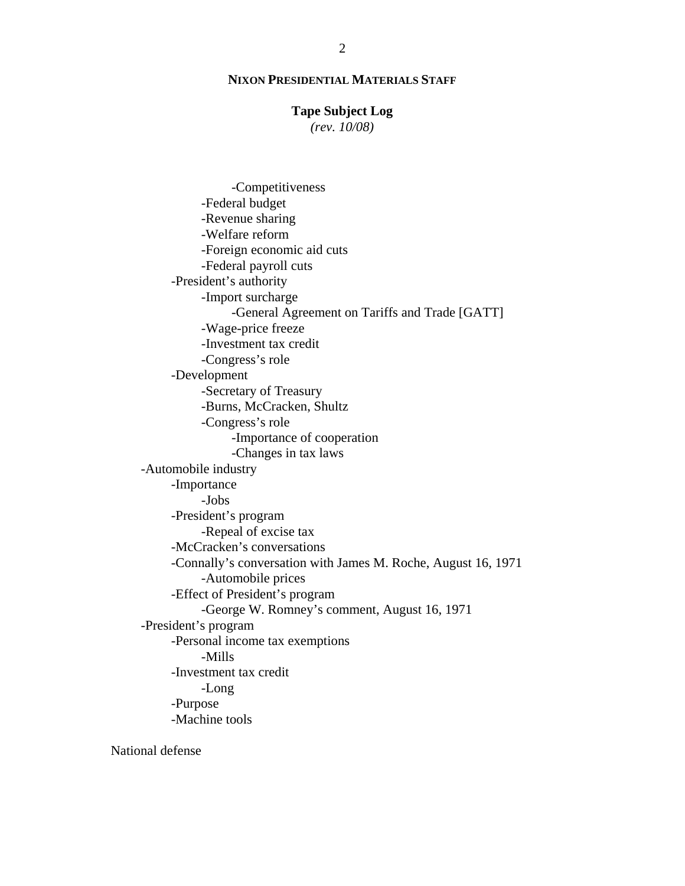- - - - Competitiveness
      - Federal budget
      - Revenue sharing
      - Welfare reform
      - Foreign economic aid cuts
      - Federal payroll cuts
    - President's authority
      - Import surcharge
        - General Agreement on Tariffs and Trade [GATT]
      - Wage-price freeze
      - Investment tax credit
      - Congress's role
    - Development
      - Secretary of Treasury
      - Burns, McCracken, Shultz
      - Congress's role
        - Importance of cooperation
        - Changes in tax laws
  - Automobile industry
    - Importance
      - Jobs
    - President's program
      - Repeal of excise tax
    - McCracken's conversations
    - Connally's conversation with James M. Roche, August 16, 1971
      - Automobile prices
    - Effect of President's program
      - George W. Romney's comment, August 16, 1971
  - President's program
    - Personal income tax exemptions
      - Mills
    - Investment tax credit
      - Long
    - Purpose
    - Machine tools

National defense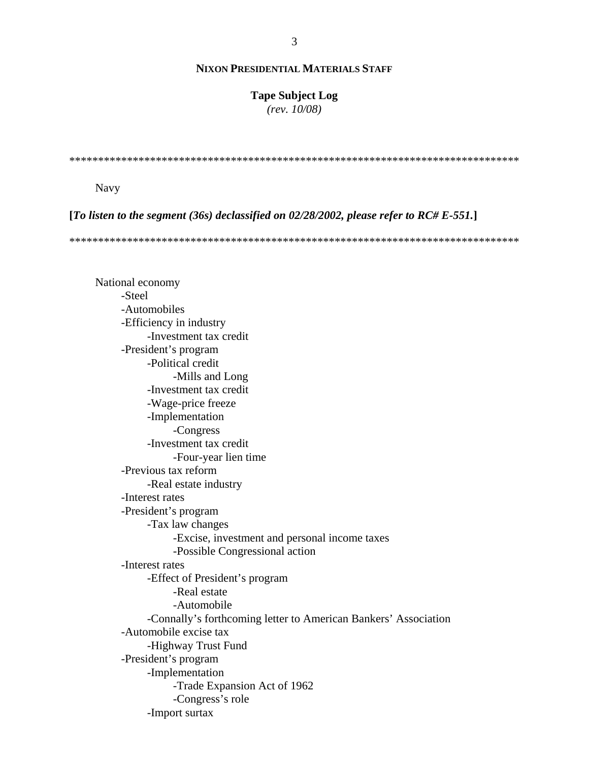**NIXON PRESIDENTIAL MATERIALS STAFF**

**Tape Subject Log**
*(rev. 10/08)*

*****************************************************************************

Navy

**[*To listen to the segment (36s) declassified on 02/28/2002, please refer to RC# E-551.*]**

*****************************************************************************

National economy
- -Steel
- -Automobiles
- -Efficiency in industry
  - -Investment tax credit
- -President's program
  - -Political credit
    - -Mills and Long
  - -Investment tax credit
  - -Wage-price freeze
  - -Implementation
    - -Congress
  - -Investment tax credit
    - -Four-year lien time
- -Previous tax reform
  - -Real estate industry
- -Interest rates
- -President's program
  - -Tax law changes
    - -Excise, investment and personal income taxes
    - -Possible Congressional action
- -Interest rates
  - -Effect of President's program
    - -Real estate
    - -Automobile
  - -Connally's forthcoming letter to American Bankers' Association
- -Automobile excise tax
  - -Highway Trust Fund
- -President's program
  - -Implementation
    - -Trade Expansion Act of 1962
    - -Congress's role
  - -Import surtax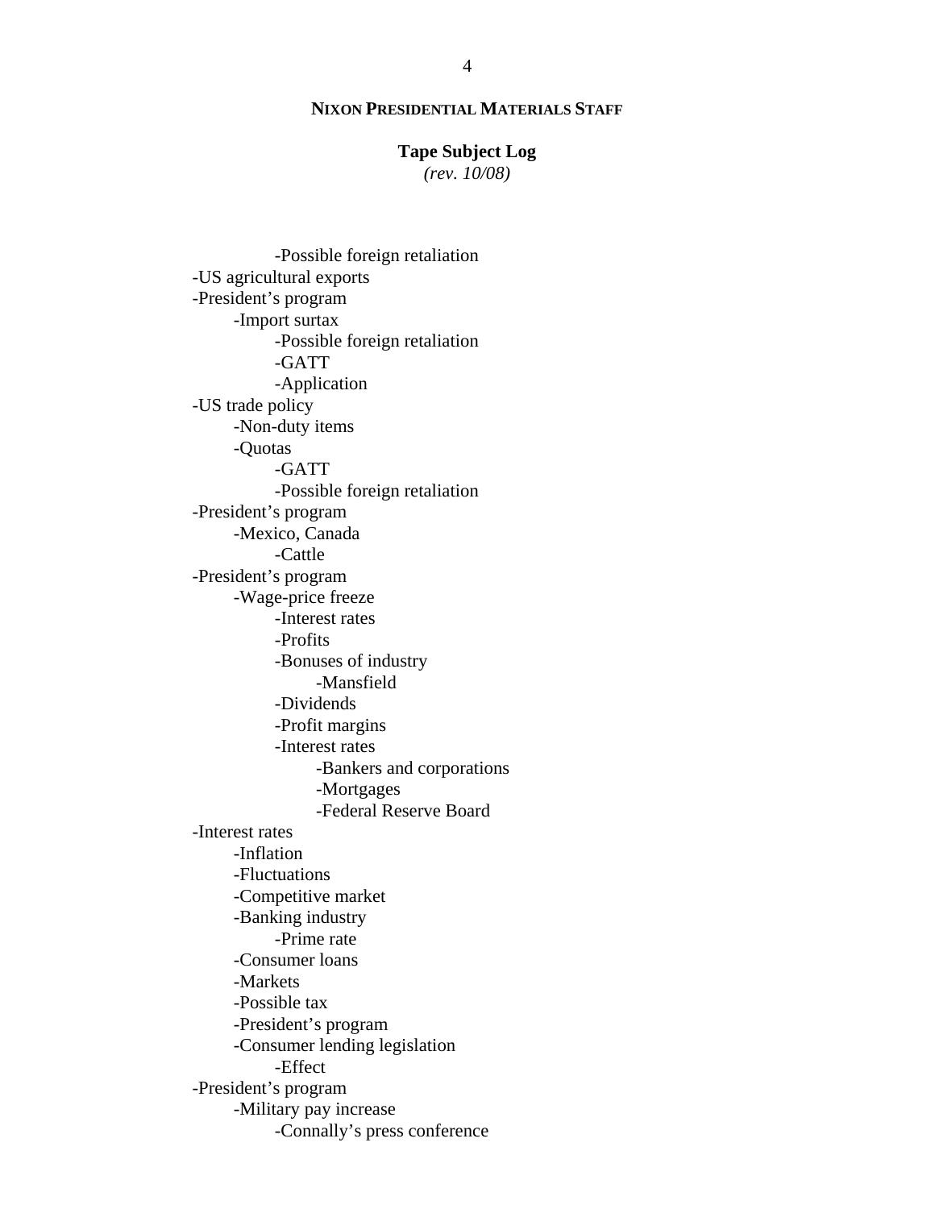**NIXON PRESIDENTIAL MATERIALS STAFF**

**Tape Subject Log**
*(rev. 10/08)*

- 
    - 
        - -Possible foreign retaliation
- -US agricultural exports
- -President's program
    - -Import surtax
        - -Possible foreign retaliation
        - -GATT
        - -Application
- -US trade policy
    - -Non-duty items
    - -Quotas
        - -GATT
        - -Possible foreign retaliation
- -President's program
    - -Mexico, Canada
        - -Cattle
- -President's program
    - -Wage-price freeze
        - -Interest rates
        - -Profits
        - -Bonuses of industry
            - -Mansfield
        - -Dividends
        - -Profit margins
        - -Interest rates
            - -Bankers and corporations
            - -Mortgages
            - -Federal Reserve Board
- -Interest rates
    - -Inflation
    - -Fluctuations
    - -Competitive market
    - -Banking industry
        - -Prime rate
    - -Consumer loans
    - -Markets
    - -Possible tax
    - -President's program
    - -Consumer lending legislation
        - -Effect
- -President's program
    - -Military pay increase
        - -Connally's press conference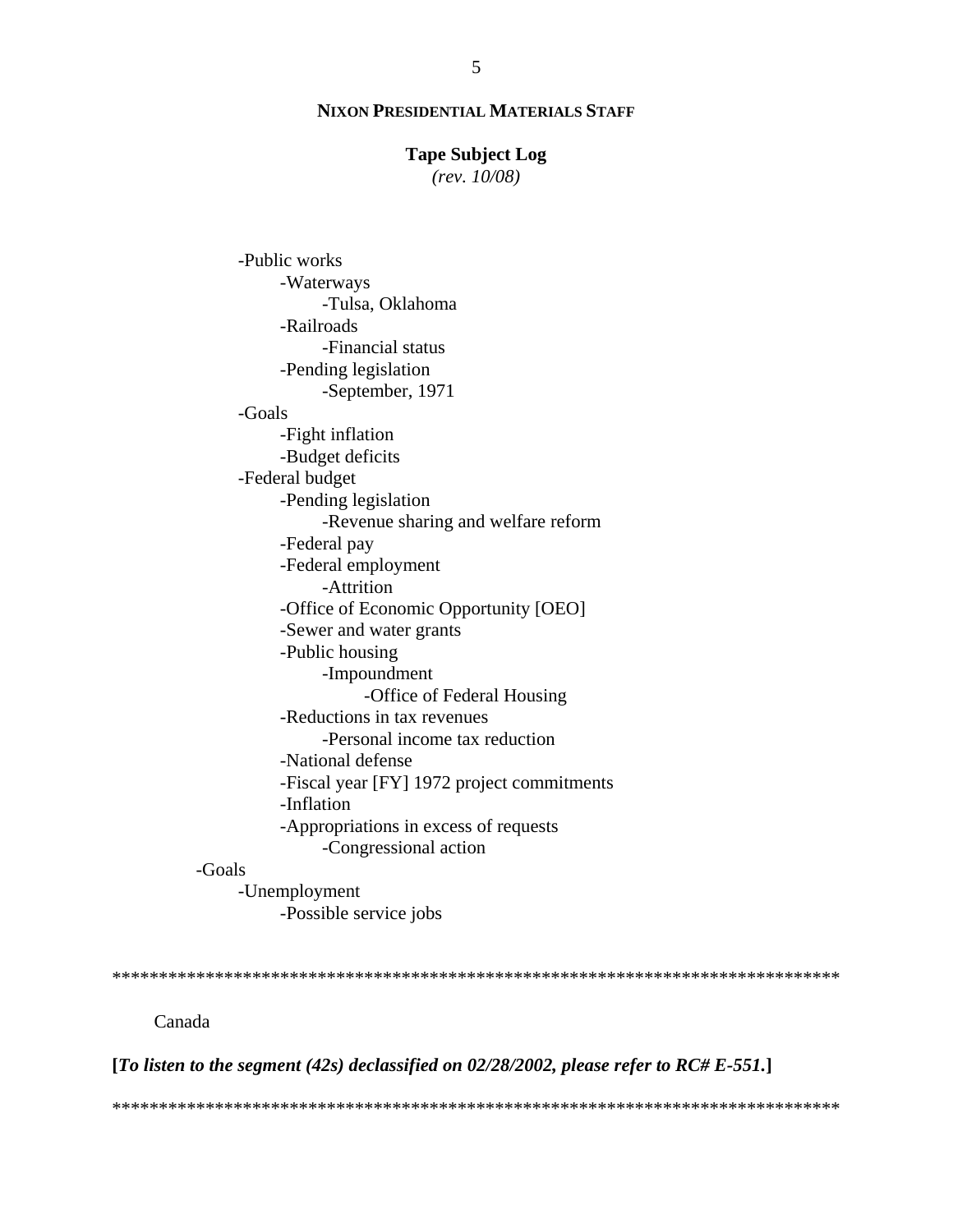- Public works
    - Waterways
        - Tulsa, Oklahoma
    - Railroads
        - Financial status
    - Pending legislation
        - September, 1971
- Goals
    - Fight inflation
    - Budget deficits
- Federal budget
    - Pending legislation
        - Revenue sharing and welfare reform
    - Federal pay
    - Federal employment
        - Attrition
    - Office of Economic Opportunity [OEO]
    - Sewer and water grants
    - Public housing
        - Impoundment
            - Office of Federal Housing
    - Reductions in tax revenues
        - Personal income tax reduction
    - National defense
    - Fiscal year [FY] 1972 project commitments
    - Inflation
    - Appropriations in excess of requests
        - Congressional action

-Goals
- Unemployment
    - Possible service jobs

*****************************************************************************

Canada

**[*To listen to the segment (42s) declassified on 02/28/2002, please refer to RC# E-551.*]**

*****************************************************************************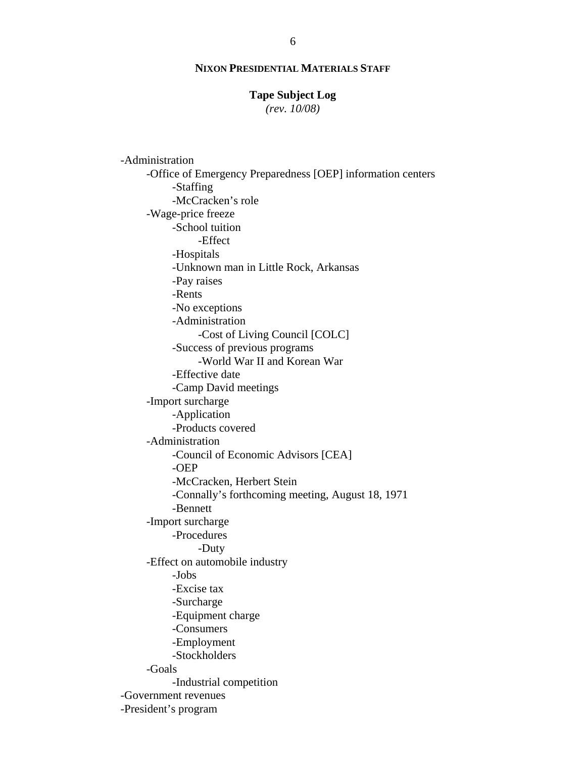**NIXON PRESIDENTIAL MATERIALS STAFF**

**Tape Subject Log**
*(rev. 10/08)*

- -Administration
  - -Office of Emergency Preparedness [OEP] information centers
    - -Staffing
    - -McCracken's role
  - -Wage-price freeze
    - -School tuition
      - -Effect
    - -Hospitals
    - -Unknown man in Little Rock, Arkansas
    - -Pay raises
    - -Rents
    - -No exceptions
    - -Administration
      - -Cost of Living Council [COLC]
    - -Success of previous programs
      - -World War II and Korean War
    - -Effective date
    - -Camp David meetings
  - -Import surcharge
    - -Application
    - -Products covered
  - -Administration
    - -Council of Economic Advisors [CEA]
    - -OEP
    - -McCracken, Herbert Stein
    - -Connally's forthcoming meeting, August 18, 1971
    - -Bennett
  - -Import surcharge
    - -Procedures
      - -Duty
  - -Effect on automobile industry
    - -Jobs
    - -Excise tax
    - -Surcharge
    - -Equipment charge
    - -Consumers
    - -Employment
    - -Stockholders
  - -Goals
    - -Industrial competition
- -Government revenues
- -President's program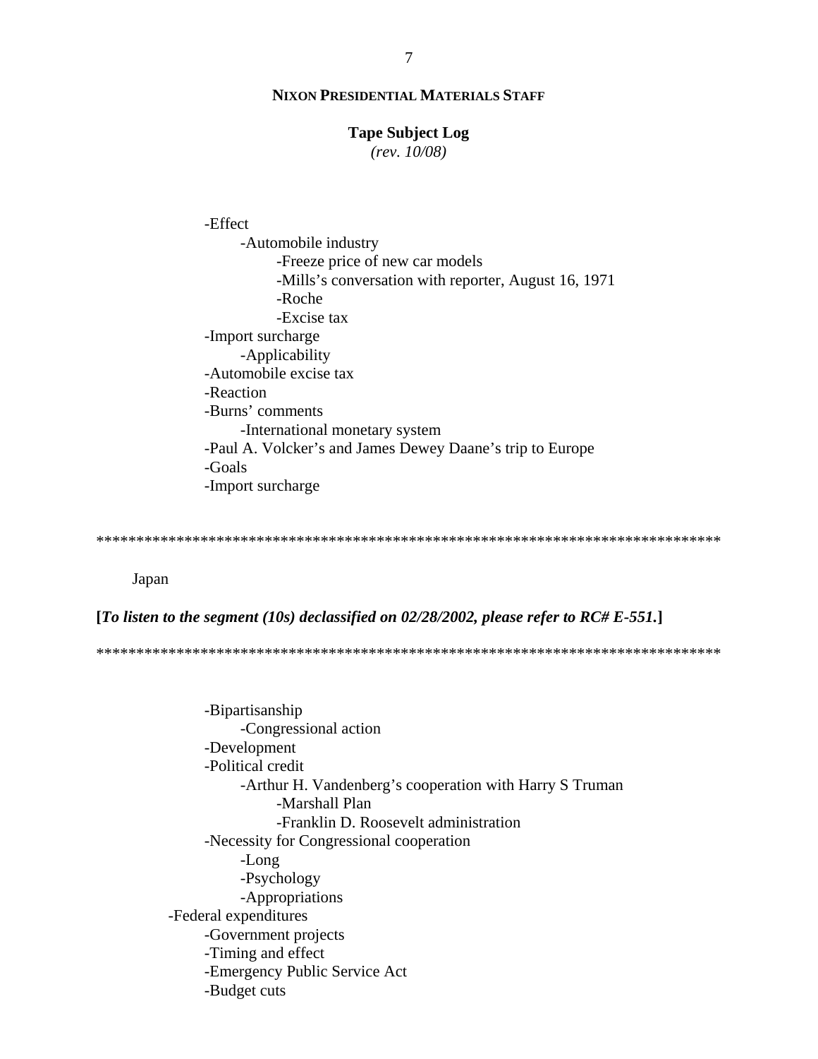- Effect
    - Automobile industry
        - Freeze price of new car models
        - Mills's conversation with reporter, August 16, 1971
        - Roche
        - Excise tax
- Import surcharge
    - Applicability
- Automobile excise tax
- Reaction
- Burns' comments
    - International monetary system
- Paul A. Volcker's and James Dewey Daane's trip to Europe
- Goals
- Import surcharge

********************************************************************************

Japan

**[*To listen to the segment (10s) declassified on 02/28/2002, please refer to RC# E-551.*]**

********************************************************************************

- Bipartisanship
    - Congressional action
- Development
- Political credit
    - Arthur H. Vandenberg's cooperation with Harry S Truman
        - Marshall Plan
        - Franklin D. Roosevelt administration
- Necessity for Congressional cooperation
    - Long
    - Psychology
    - Appropriations

-Federal expenditures
- Government projects
- Timing and effect
- Emergency Public Service Act
- Budget cuts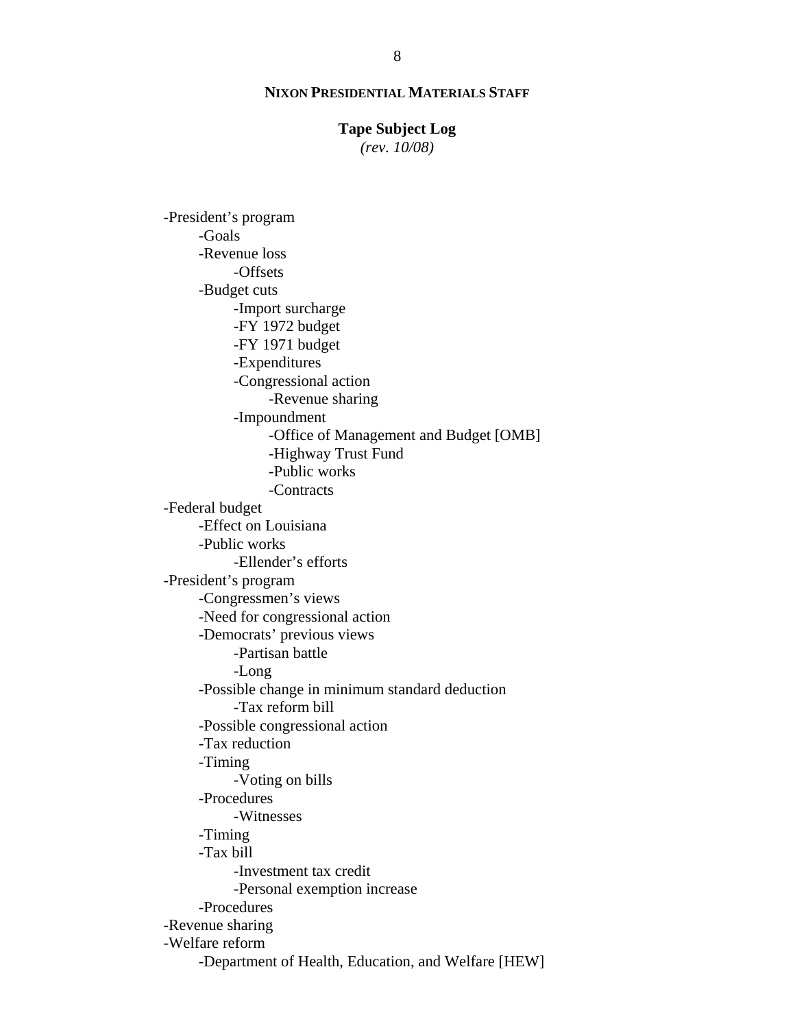**NIXON PRESIDENTIAL MATERIALS STAFF**

**Tape Subject Log**
*(rev. 10/08)*

- -President's program
  - -Goals
  - -Revenue loss
    - -Offsets
  - -Budget cuts
    - -Import surcharge
    - -FY 1972 budget
    - -FY 1971 budget
    - -Expenditures
    - -Congressional action
      - -Revenue sharing
    - -Impoundment
      - -Office of Management and Budget [OMB]
      - -Highway Trust Fund
      - -Public works
      - -Contracts
- -Federal budget
  - -Effect on Louisiana
  - -Public works
    - -Ellender's efforts
- -President's program
  - -Congressmen's views
  - -Need for congressional action
  - -Democrats' previous views
    - -Partisan battle
    - -Long
  - -Possible change in minimum standard deduction
    - -Tax reform bill
  - -Possible congressional action
  - -Tax reduction
  - -Timing
    - -Voting on bills
  - -Procedures
    - -Witnesses
  - -Timing
  - -Tax bill
    - -Investment tax credit
    - -Personal exemption increase
  - -Procedures
- -Revenue sharing
- -Welfare reform
  - -Department of Health, Education, and Welfare [HEW]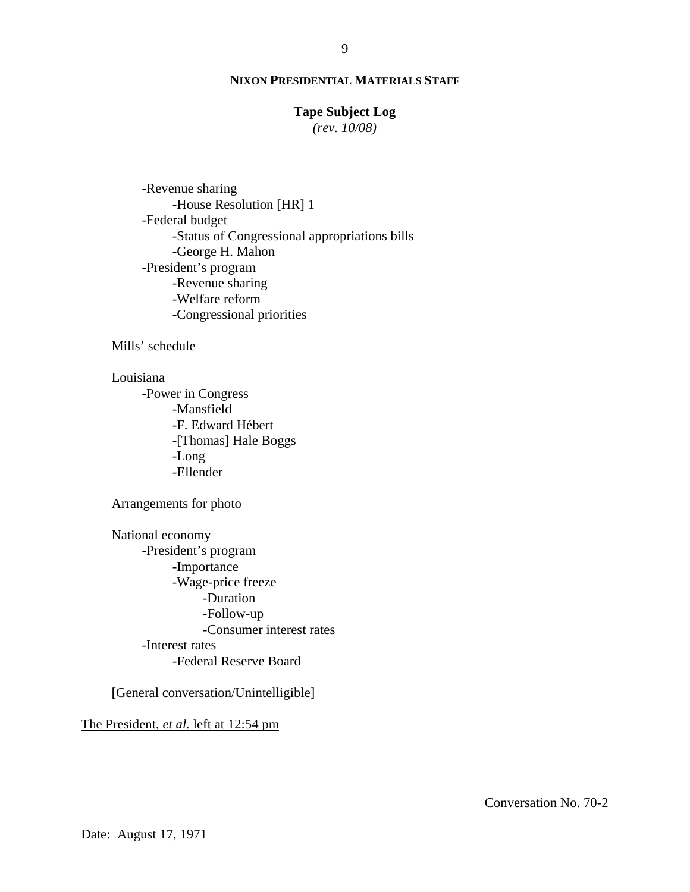- Revenue sharing
    - House Resolution [HR] 1
- Federal budget
    - Status of Congressional appropriations bills
    - George H. Mahon
- President's program
    - Revenue sharing
    - Welfare reform
    - Congressional priorities

Mills' schedule

Louisiana
- Power in Congress
    - Mansfield
    - F. Edward Hébert
    - [Thomas] Hale Boggs
    - Long
    - Ellender

Arrangements for photo

National economy
- President's program
    - Importance
    - Wage-price freeze
        - Duration
        - Follow-up
        - Consumer interest rates
- Interest rates
    - Federal Reserve Board

[General conversation/Unintelligible]

<u>The President, *et al.* left at 12:54 pm</u>

Conversation No. 70-2

Date: August 17, 1971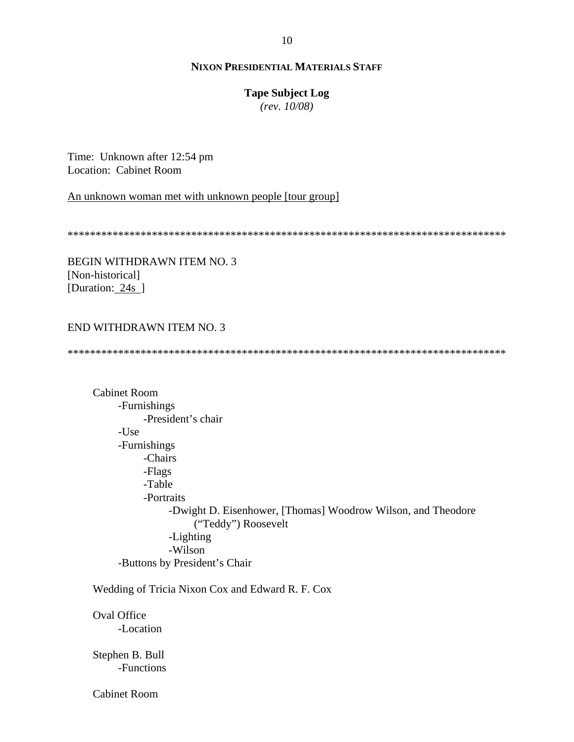**NIXON PRESIDENTIAL MATERIALS STAFF**

**Tape Subject Log**
*(rev. 10/08)*

Time: Unknown after 12:54 pm
Location: Cabinet Room

An unknown woman met with unknown people [tour group]

*******************************************************************************

BEGIN WITHDRAWN ITEM NO. 3
[Non-historical]
[Duration: 24s ]

END WITHDRAWN ITEM NO. 3

*******************************************************************************

Cabinet Room
- -Furnishings
  - -President's chair
- -Use
- -Furnishings
  - -Chairs
  - -Flags
  - -Table
  - -Portraits
    - -Dwight D. Eisenhower, [Thomas] Woodrow Wilson, and Theodore ("Teddy") Roosevelt
    - -Lighting
    - -Wilson
- -Buttons by President's Chair

Wedding of Tricia Nixon Cox and Edward R. F. Cox

Oval Office
- -Location

Stephen B. Bull
- -Functions

Cabinet Room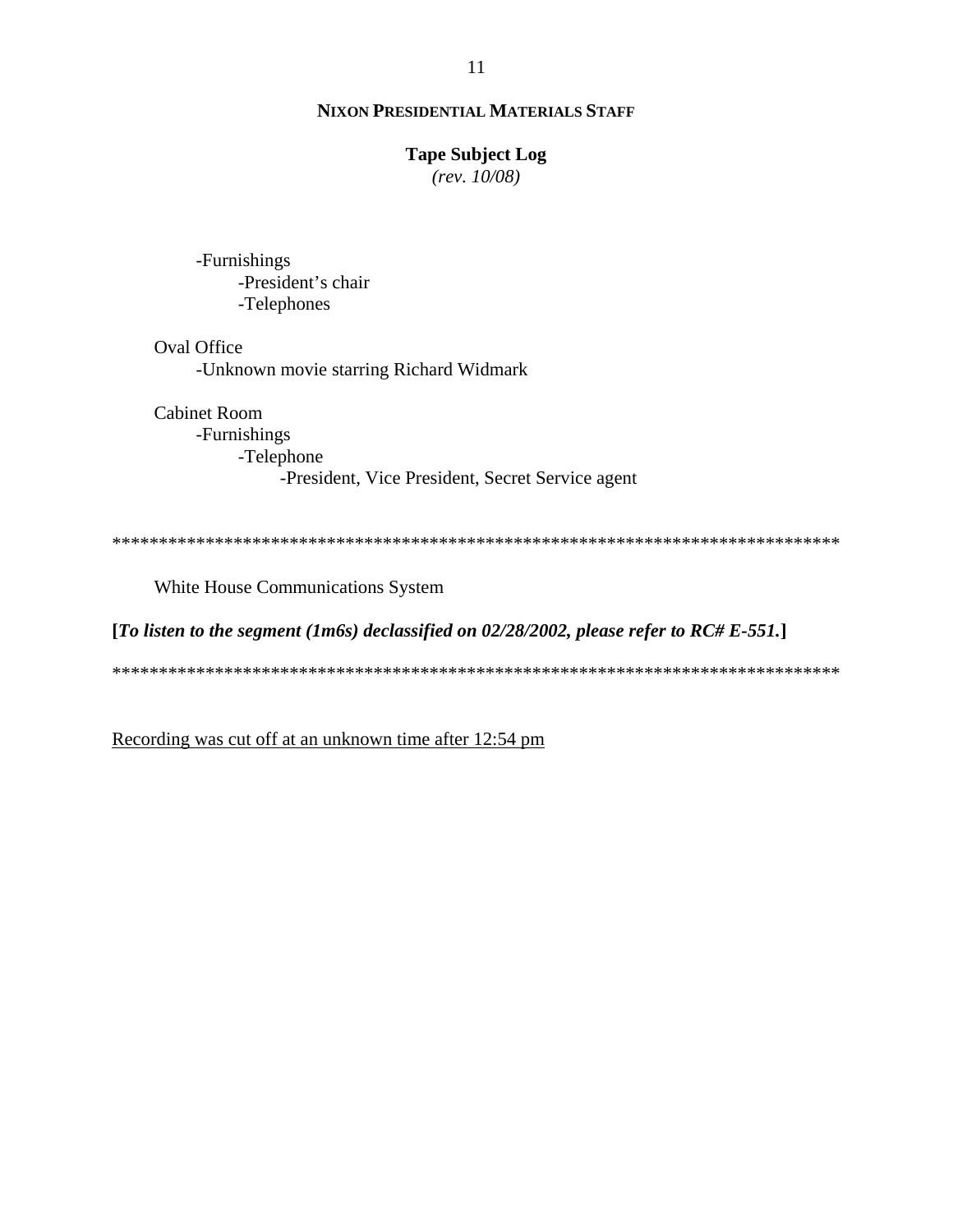-Furnishings
  - -President's chair
  - -Telephones

Oval Office
- -Unknown movie starring Richard Widmark

Cabinet Room
- -Furnishings
  - -Telephone
    - -President, Vice President, Secret Service agent

********************************************************************************

White House Communications System

**[*To listen to the segment (1m6s) declassified on 02/28/2002, please refer to RC# E-551.*]**

********************************************************************************

Recording was cut off at an unknown time after 12:54 pm